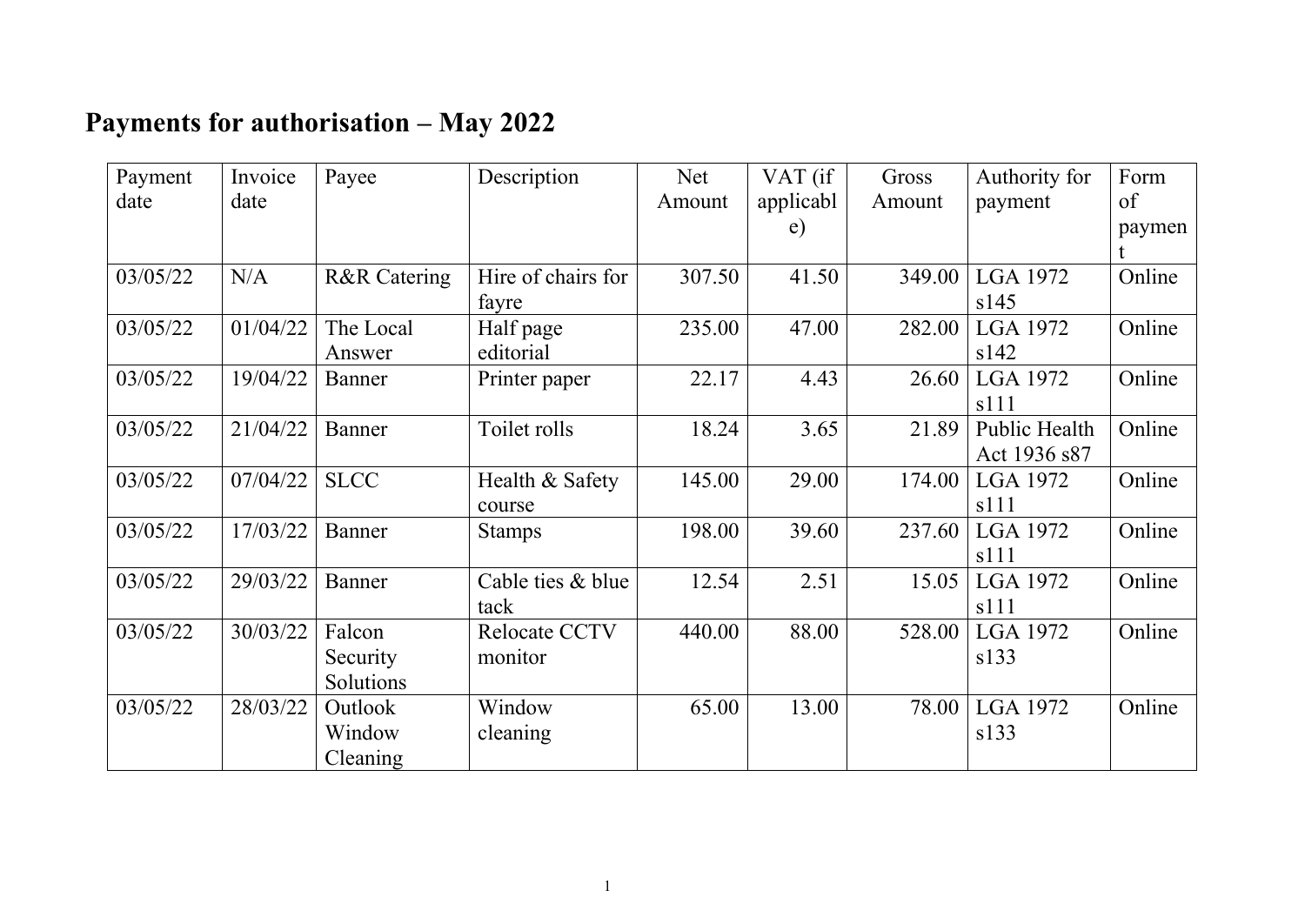## Payments for authorisation – May 2022

| Payment date | Invoice date | Payee | Description | Net Amount | VAT (if applicable) | Gross Amount | Authority for payment | Form of payment |
|---|---|---|---|---|---|---|---|---|
| 03/05/22 | N/A | R&R Catering | Hire of chairs for fayre | 307.50 | 41.50 | 349.00 | LGA 1972 s145 | Online |
| 03/05/22 | 01/04/22 | The Local Answer | Half page editorial | 235.00 | 47.00 | 282.00 | LGA 1972 s142 | Online |
| 03/05/22 | 19/04/22 | Banner | Printer paper | 22.17 | 4.43 | 26.60 | LGA 1972 s111 | Online |
| 03/05/22 | 21/04/22 | Banner | Toilet rolls | 18.24 | 3.65 | 21.89 | Public Health Act 1936 s87 | Online |
| 03/05/22 | 07/04/22 | SLCC | Health & Safety course | 145.00 | 29.00 | 174.00 | LGA 1972 s111 | Online |
| 03/05/22 | 17/03/22 | Banner | Stamps | 198.00 | 39.60 | 237.60 | LGA 1972 s111 | Online |
| 03/05/22 | 29/03/22 | Banner | Cable ties & blue tack | 12.54 | 2.51 | 15.05 | LGA 1972 s111 | Online |
| 03/05/22 | 30/03/22 | Falcon Security Solutions | Relocate CCTV monitor | 440.00 | 88.00 | 528.00 | LGA 1972 s133 | Online |
| 03/05/22 | 28/03/22 | Outlook Window Cleaning | Window cleaning | 65.00 | 13.00 | 78.00 | LGA 1972 s133 | Online |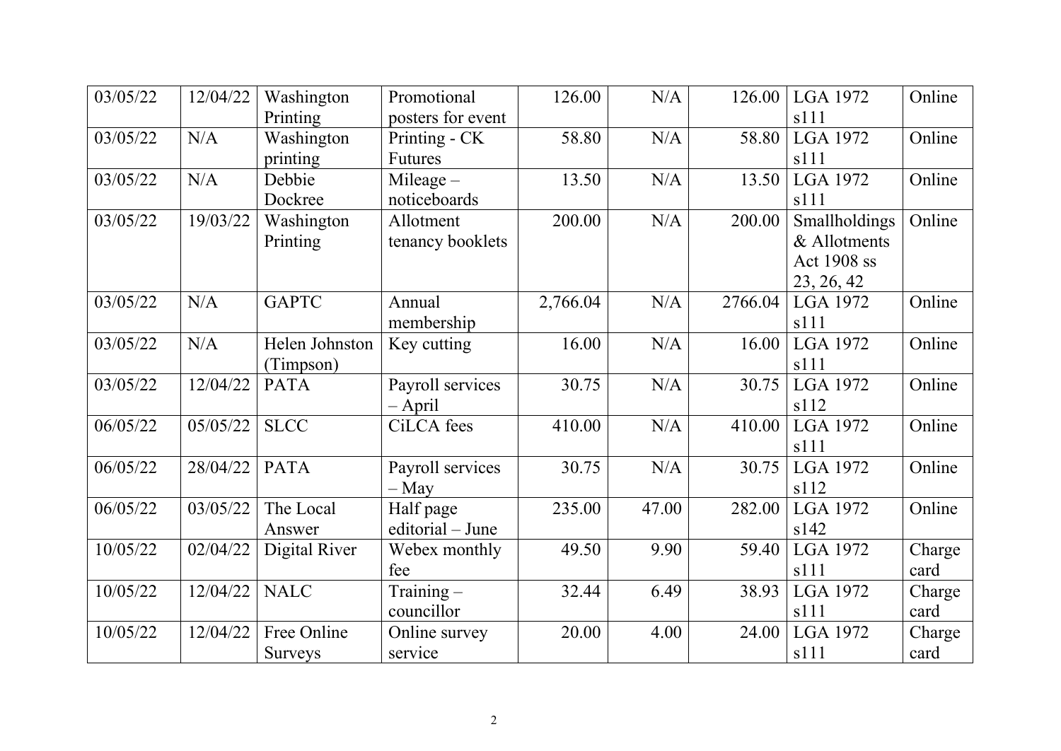| | | | | | | | | |
|---|---|---|---|---|---|---|---|---|
| 03/05/22 | 12/04/22 | Washington Printing | Promotional posters for event | 126.00 | N/A | 126.00 | LGA 1972 s111 | Online |
| 03/05/22 | N/A | Washington printing | Printing - CK Futures | 58.80 | N/A | 58.80 | LGA 1972 s111 | Online |
| 03/05/22 | N/A | Debbie Dockree | Mileage – noticeboards | 13.50 | N/A | 13.50 | LGA 1972 s111 | Online |
| 03/05/22 | 19/03/22 | Washington Printing | Allotment tenancy booklets | 200.00 | N/A | 200.00 | Smallholdings & Allotments Act 1908 ss 23, 26, 42 | Online |
| 03/05/22 | N/A | GAPTC | Annual membership | 2,766.04 | N/A | 2766.04 | LGA 1972 s111 | Online |
| 03/05/22 | N/A | Helen Johnston (Timpson) | Key cutting | 16.00 | N/A | 16.00 | LGA 1972 s111 | Online |
| 03/05/22 | 12/04/22 | PATA | Payroll services – April | 30.75 | N/A | 30.75 | LGA 1972 s112 | Online |
| 06/05/22 | 05/05/22 | SLCC | CiLCA fees | 410.00 | N/A | 410.00 | LGA 1972 s111 | Online |
| 06/05/22 | 28/04/22 | PATA | Payroll services – May | 30.75 | N/A | 30.75 | LGA 1972 s112 | Online |
| 06/05/22 | 03/05/22 | The Local Answer | Half page editorial – June | 235.00 | 47.00 | 282.00 | LGA 1972 s142 | Online |
| 10/05/22 | 02/04/22 | Digital River | Webex monthly fee | 49.50 | 9.90 | 59.40 | LGA 1972 s111 | Charge card |
| 10/05/22 | 12/04/22 | NALC | Training – councillor | 32.44 | 6.49 | 38.93 | LGA 1972 s111 | Charge card |
| 10/05/22 | 12/04/22 | Free Online Surveys | Online survey service | 20.00 | 4.00 | 24.00 | LGA 1972 s111 | Charge card |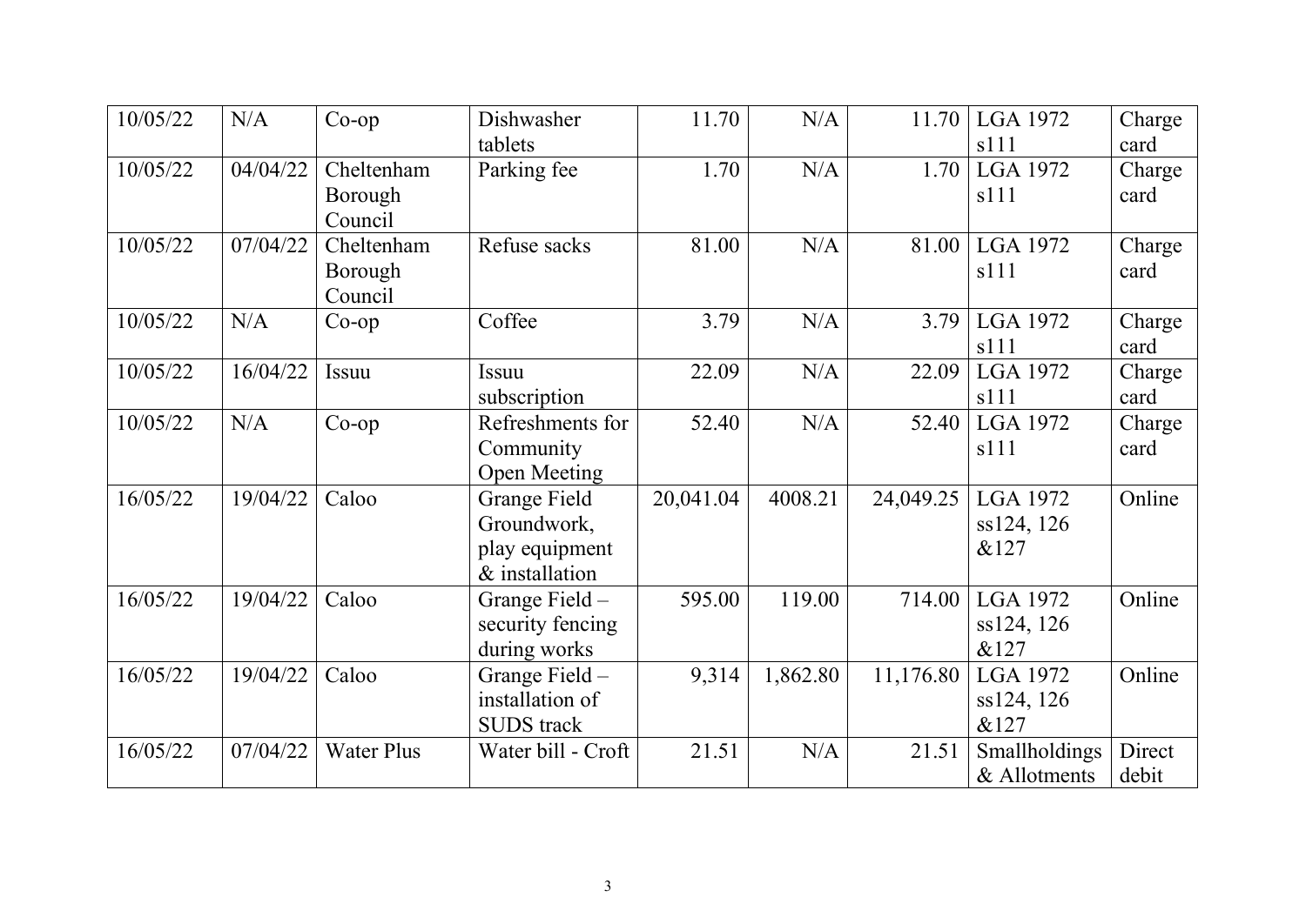| | | | | | | | | |
|---|---|---|---|---|---|---|---|---|
| 10/05/22 | N/A | Co-op | Dishwasher tablets | 11.70 | N/A | 11.70 | LGA 1972 s111 | Charge card |
| 10/05/22 | 04/04/22 | Cheltenham Borough Council | Parking fee | 1.70 | N/A | 1.70 | LGA 1972 s111 | Charge card |
| 10/05/22 | 07/04/22 | Cheltenham Borough Council | Refuse sacks | 81.00 | N/A | 81.00 | LGA 1972 s111 | Charge card |
| 10/05/22 | N/A | Co-op | Coffee | 3.79 | N/A | 3.79 | LGA 1972 s111 | Charge card |
| 10/05/22 | 16/04/22 | Issuu | Issuu subscription | 22.09 | N/A | 22.09 | LGA 1972 s111 | Charge card |
| 10/05/22 | N/A | Co-op | Refreshments for Community Open Meeting | 52.40 | N/A | 52.40 | LGA 1972 s111 | Charge card |
| 16/05/22 | 19/04/22 | Caloo | Grange Field Groundwork, play equipment & installation | 20,041.04 | 4008.21 | 24,049.25 | LGA 1972 ss124, 126 &127 | Online |
| 16/05/22 | 19/04/22 | Caloo | Grange Field – security fencing during works | 595.00 | 119.00 | 714.00 | LGA 1972 ss124, 126 &127 | Online |
| 16/05/22 | 19/04/22 | Caloo | Grange Field – installation of SUDS track | 9,314 | 1,862.80 | 11,176.80 | LGA 1972 ss124, 126 &127 | Online |
| 16/05/22 | 07/04/22 | Water Plus | Water bill - Croft | 21.51 | N/A | 21.51 | Smallholdings & Allotments | Direct debit |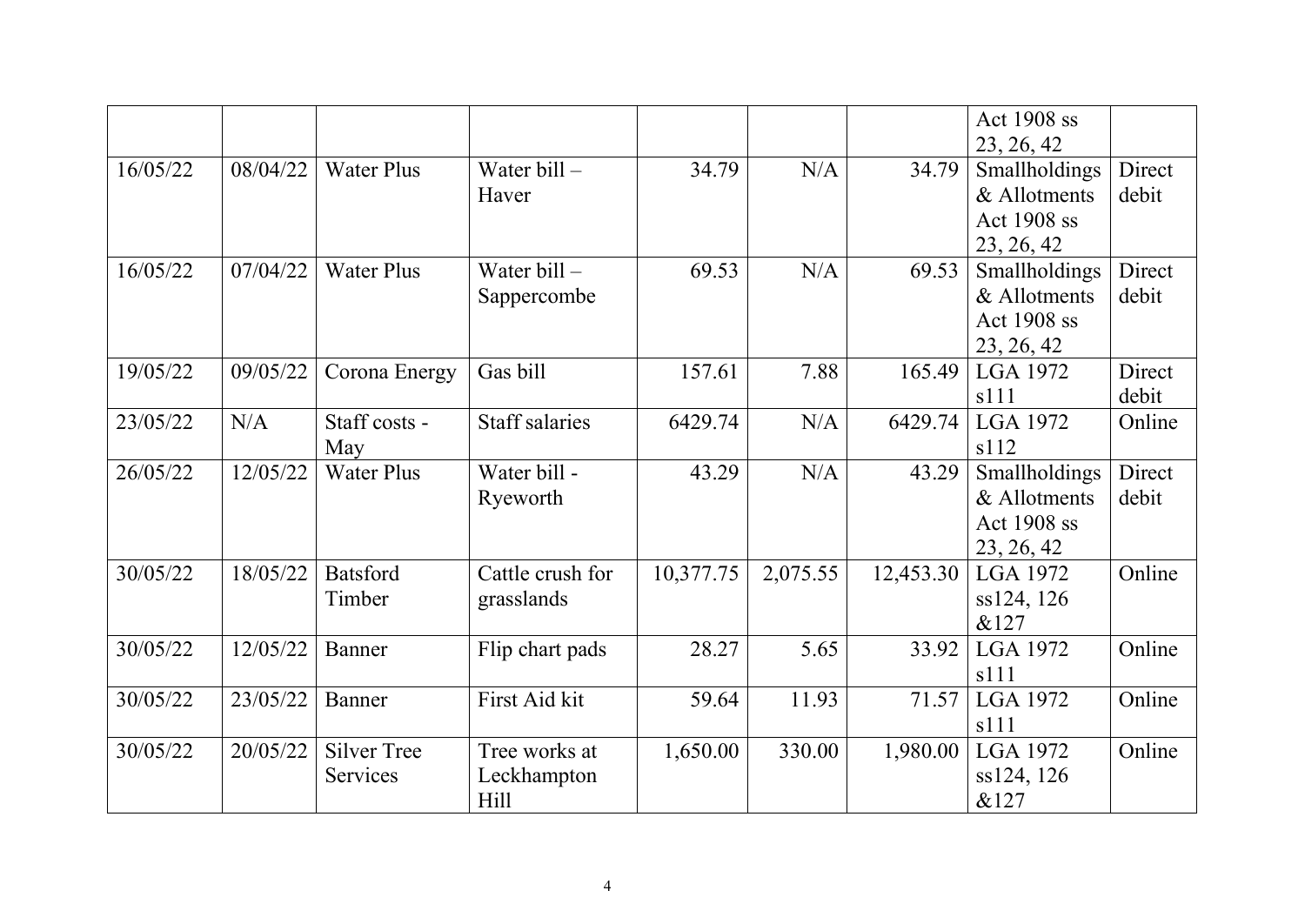| | | | | | | | Act 1908 ss 23, 26, 42 | |
|---|---|---|---|---|---|---|---|---|
| 16/05/22 | 08/04/22 | Water Plus | Water bill – Haver | 34.79 | N/A | 34.79 | Smallholdings & Allotments Act 1908 ss 23, 26, 42 | Direct debit |
| 16/05/22 | 07/04/22 | Water Plus | Water bill – Sappercombe | 69.53 | N/A | 69.53 | Smallholdings & Allotments Act 1908 ss 23, 26, 42 | Direct debit |
| 19/05/22 | 09/05/22 | Corona Energy | Gas bill | 157.61 | 7.88 | 165.49 | LGA 1972 s111 | Direct debit |
| 23/05/22 | N/A | Staff costs - May | Staff salaries | 6429.74 | N/A | 6429.74 | LGA 1972 s112 | Online |
| 26/05/22 | 12/05/22 | Water Plus | Water bill - Ryeworth | 43.29 | N/A | 43.29 | Smallholdings & Allotments Act 1908 ss 23, 26, 42 | Direct debit |
| 30/05/22 | 18/05/22 | Batsford Timber | Cattle crush for grasslands | 10,377.75 | 2,075.55 | 12,453.30 | LGA 1972 ss124, 126 &127 | Online |
| 30/05/22 | 12/05/22 | Banner | Flip chart pads | 28.27 | 5.65 | 33.92 | LGA 1972 s111 | Online |
| 30/05/22 | 23/05/22 | Banner | First Aid kit | 59.64 | 11.93 | 71.57 | LGA 1972 s111 | Online |
| 30/05/22 | 20/05/22 | Silver Tree Services | Tree works at Leckhampton Hill | 1,650.00 | 330.00 | 1,980.00 | LGA 1972 ss124, 126 &127 | Online |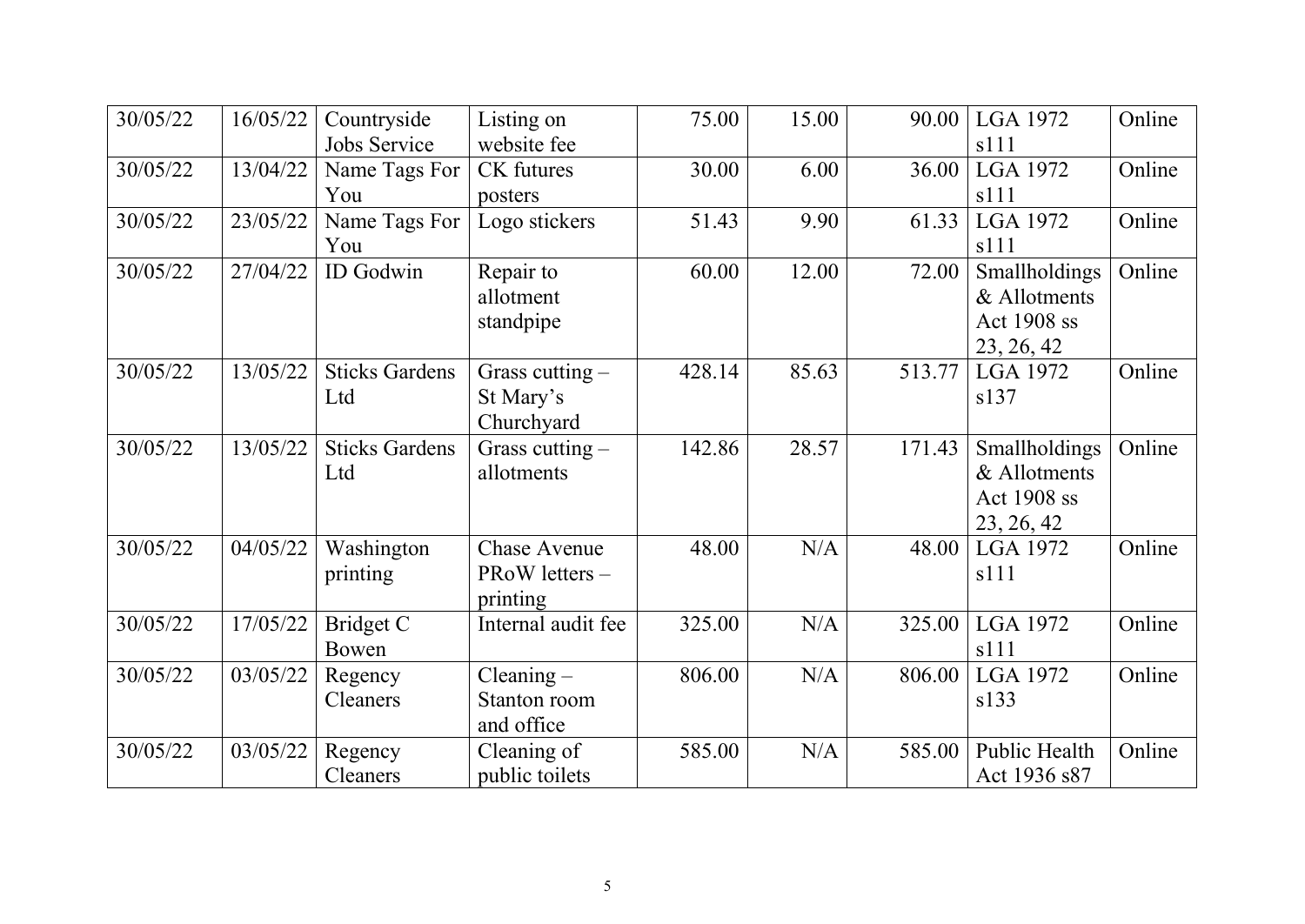| | | | | | | | | |
|---|---|---|---|---|---|---|---|---|
| 30/05/22 | 16/05/22 | Countryside Jobs Service | Listing on website fee | 75.00 | 15.00 | 90.00 | LGA 1972 s111 | Online |
| 30/05/22 | 13/04/22 | Name Tags For You | CK futures posters | 30.00 | 6.00 | 36.00 | LGA 1972 s111 | Online |
| 30/05/22 | 23/05/22 | Name Tags For You | Logo stickers | 51.43 | 9.90 | 61.33 | LGA 1972 s111 | Online |
| 30/05/22 | 27/04/22 | ID Godwin | Repair to allotment standpipe | 60.00 | 12.00 | 72.00 | Smallholdings & Allotments Act 1908 ss 23, 26, 42 | Online |
| 30/05/22 | 13/05/22 | Sticks Gardens Ltd | Grass cutting – St Mary's Churchyard | 428.14 | 85.63 | 513.77 | LGA 1972 s137 | Online |
| 30/05/22 | 13/05/22 | Sticks Gardens Ltd | Grass cutting – allotments | 142.86 | 28.57 | 171.43 | Smallholdings & Allotments Act 1908 ss 23, 26, 42 | Online |
| 30/05/22 | 04/05/22 | Washington printing | Chase Avenue PRoW letters – printing | 48.00 | N/A | 48.00 | LGA 1972 s111 | Online |
| 30/05/22 | 17/05/22 | Bridget C Bowen | Internal audit fee | 325.00 | N/A | 325.00 | LGA 1972 s111 | Online |
| 30/05/22 | 03/05/22 | Regency Cleaners | Cleaning – Stanton room and office | 806.00 | N/A | 806.00 | LGA 1972 s133 | Online |
| 30/05/22 | 03/05/22 | Regency Cleaners | Cleaning of public toilets | 585.00 | N/A | 585.00 | Public Health Act 1936 s87 | Online |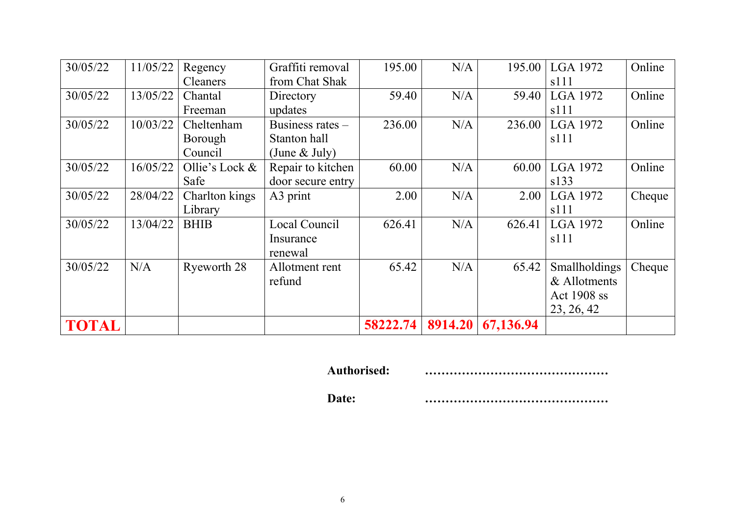| | | | | | | | | |
|---|---|---|---|---|---|---|---|---|
| 30/05/22 | 11/05/22 | Regency Cleaners | Graffiti removal from Chat Shak | 195.00 | N/A | 195.00 | LGA 1972 s111 | Online |
| 30/05/22 | 13/05/22 | Chantal Freeman | Directory updates | 59.40 | N/A | 59.40 | LGA 1972 s111 | Online |
| 30/05/22 | 10/03/22 | Cheltenham Borough Council | Business rates – Stanton hall (June & July) | 236.00 | N/A | 236.00 | LGA 1972 s111 | Online |
| 30/05/22 | 16/05/22 | Ollie's Lock & Safe | Repair to kitchen door secure entry | 60.00 | N/A | 60.00 | LGA 1972 s133 | Online |
| 30/05/22 | 28/04/22 | Charlton kings Library | A3 print | 2.00 | N/A | 2.00 | LGA 1972 s111 | Cheque |
| 30/05/22 | 13/04/22 | BHIB | Local Council Insurance renewal | 626.41 | N/A | 626.41 | LGA 1972 s111 | Online |
| 30/05/22 | N/A | Ryeworth 28 | Allotment rent refund | 65.42 | N/A | 65.42 | Smallholdings & Allotments Act 1908 ss 23, 26, 42 | Cheque |
| **TOTAL** | | | | **58222.74** | **8914.20** | **67,136.94** | | |

**Authorised:** ……………………………………

**Date:** ……………………………………